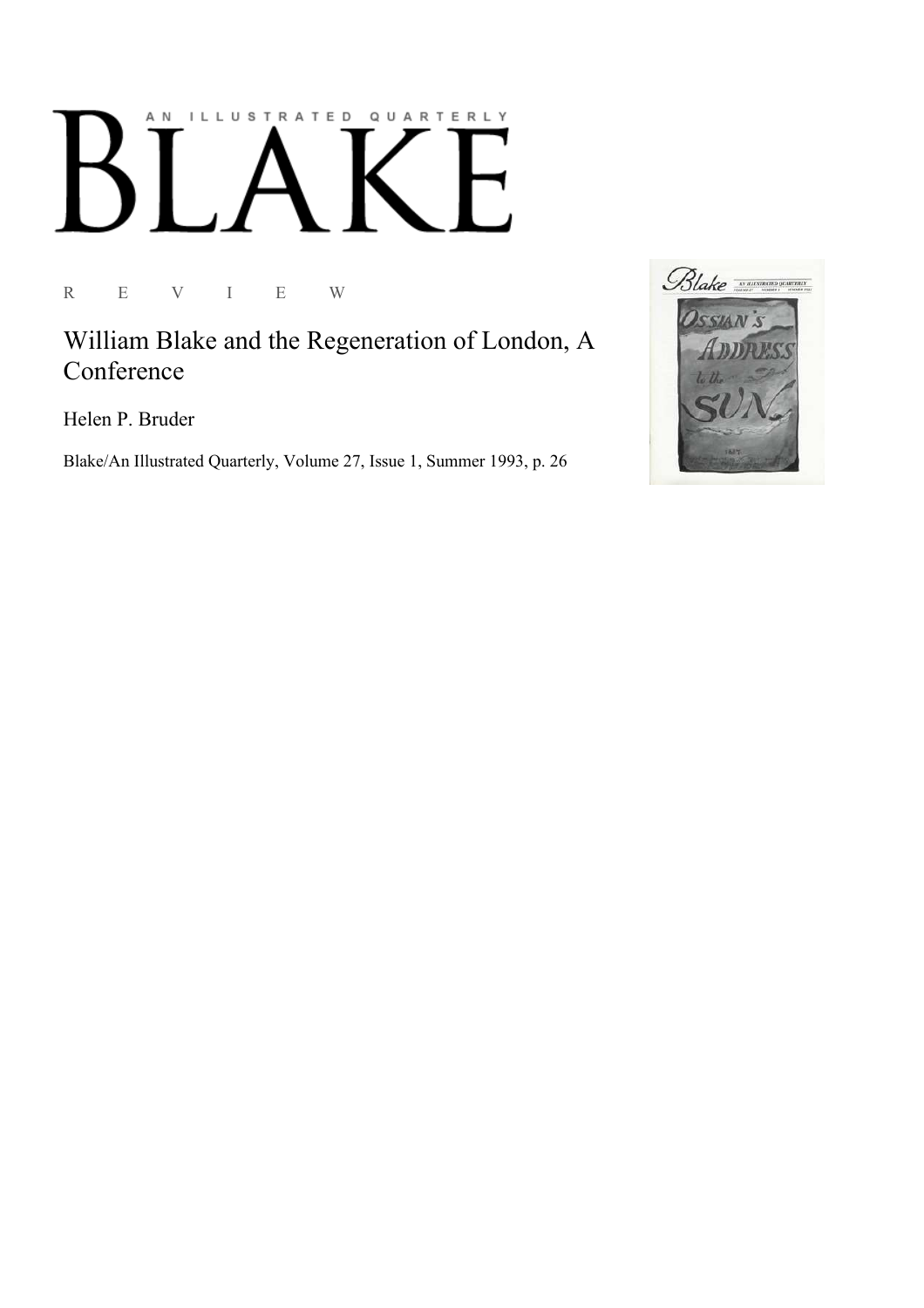# AN ILLUSTRATED QUARTERLY BLAKE

R E V I E W

## William Blake and the Regeneration of London, A Conference

Helen P. Bruder

Blake/An Illustrated Quarterly, Volume 27, Issue 1, Summer 1993, p. 26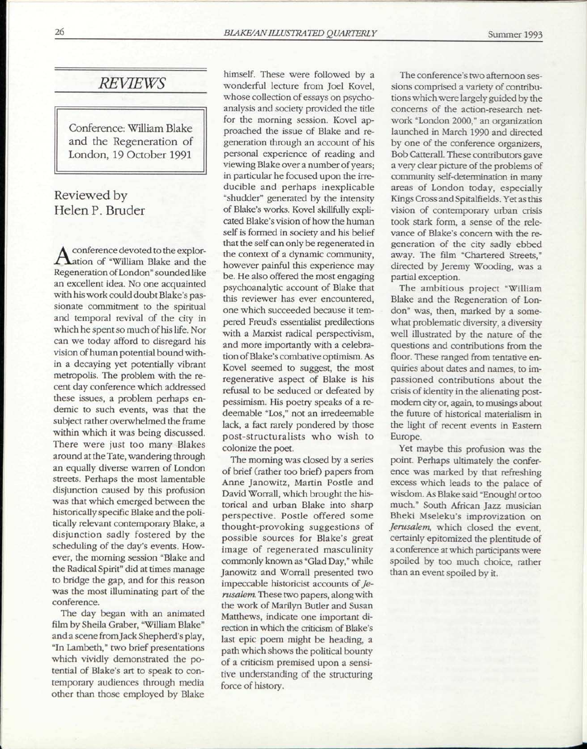## *REVIEWS*

### Conference: William Blake and the Regeneration of London, 19 October 1991

### Reviewed by Helen P. Bruder

A conference devoted to the exploration of "William Blake and the Regeneration of London" sounded like an excellent idea. No one acquainted with his work could doubt Blake's passionate commitment to the spiritual and temporal revival of the city in which he spent so much of his life. Nor can we today afford to disregard his vision of human potential bound within a decaying yet potentially vibrant metropolis. The problem with the recent day conference which addressed these issues, a problem perhaps endemic to such events, was that the subject rather overwhelmed the frame within which it was being discussed. There were just too many Blakes around at the Tate, wandering through an equally diverse warren of London streets. Perhaps the most lamentable disjunction caused by this profusion was that which emerged between the historically specific Blake and the politically relevant contemporary Blake, a disjunction sadly fostered by the scheduling of the day's events. However, the morning session "Blake and the Radical Spirit" did at times manage to bridge the gap, and for this reason was the most illuminating part of the conference.

The day began with an animated film by Sheila Graber, "William Blake" and a scene from Jack Shepherd's play, "In Lambeth," two brief presentations which vividly demonstrated the potential of Blake's art to speak to contemporary audiences through media other than those employed by Blake himself. These were followed by a wonderful lecture from Joel Kovel, whose collection of essays on psychoanalysis and society provided the title for the morning session. Kovel approached the issue of Blake and regeneration through an account of his personal experience of reading and viewing Blake over a number of years; in particular he focused upon the irreducible and perhaps inexplicable "shudder" generated by the intensity of Blake's works. Kovel skillfully explicated Blake's vision of how the human self is formed in society and his belief that the self can only be regenerated in the context of a dynamic community, however painful this experience may be. He also offered the most engaging psychoanalytic account of Blake that this reviewer has ever encountered, one which succeeded because it tempered Freud's essentialist predilections with a Marxist radical perspectivism, and more importantly with a celebration of Blake's combative optimism. As Kovel seemed to suggest, the most regenerative aspect of Blake is his refusal to be seduced or defeated by pessimism. His poetry speaks of a redeemable "Los," not an irredeemable lack, a fact rarely pondered by those post-structuralists who wish to colonize the poet.

The morning was closed by a series of brief (rather too brief) papers from Anne Janowitz, Martin Postle and David Worrall, which brought the historical and urban Blake into sharp perspective. Postle offered some thought-provoking suggestions of possible sources for Blake's great image of regenerated masculinity commonly known as "Glad Day," while Janowitz and Worrall presented two impeccable historicist accounts of *Jerusalem*. These two papers, along with the work of Marilyn Butler and Susan Matthews, indicate one important direction in which the criticism of Blake's last epic poem might be heading, a path which shows the political bounty of a criticism premised upon a sensitive understanding of the structuring force of history.

The conference's two afternoon sessions comprised a variety of contributions which were largely guided by the concerns of the action-research network "London 2000," an organization launched in March 1990 and directed by one of the conference organizers, Bob Catterall. These contributors gave a very clear picture of the problems of community self-determination in many areas of London today, especially Kings Cross and Spitalfields. Yet as this vision of contemporary urban crisis took stark form, a sense of the relevance of Blake's concern with the regeneration of the city sadly ebbed away. The film "Chartered Streets," directed by Jeremy Wooding, was a partial exception.

The ambitious project "William Blake and the Regeneration of London" was, then, marked by a somewhat problematic diversity, a diversity well illustrated by the nature of the questions and contributions from the floor. These ranged from tentative enquiries about dates and names, to impassioned contributions about the crisis of identity in the alienating postmodern city or, again, to musings about the future of historical materialism in the light of recent events in Eastern Europe.

Yet maybe this profusion was the point. Perhaps ultimately the conference was marked by that refreshing excess which leads to the palace of wisdom. As Blake said "Enough! or too much." South African Jazz musician Bheki Mseleku's improvization on *Jerusalem*, which closed the event, certainly epitomized the plentitude of a conference at which participants were spoiled by too much choice, rather than an event spoiled by it.